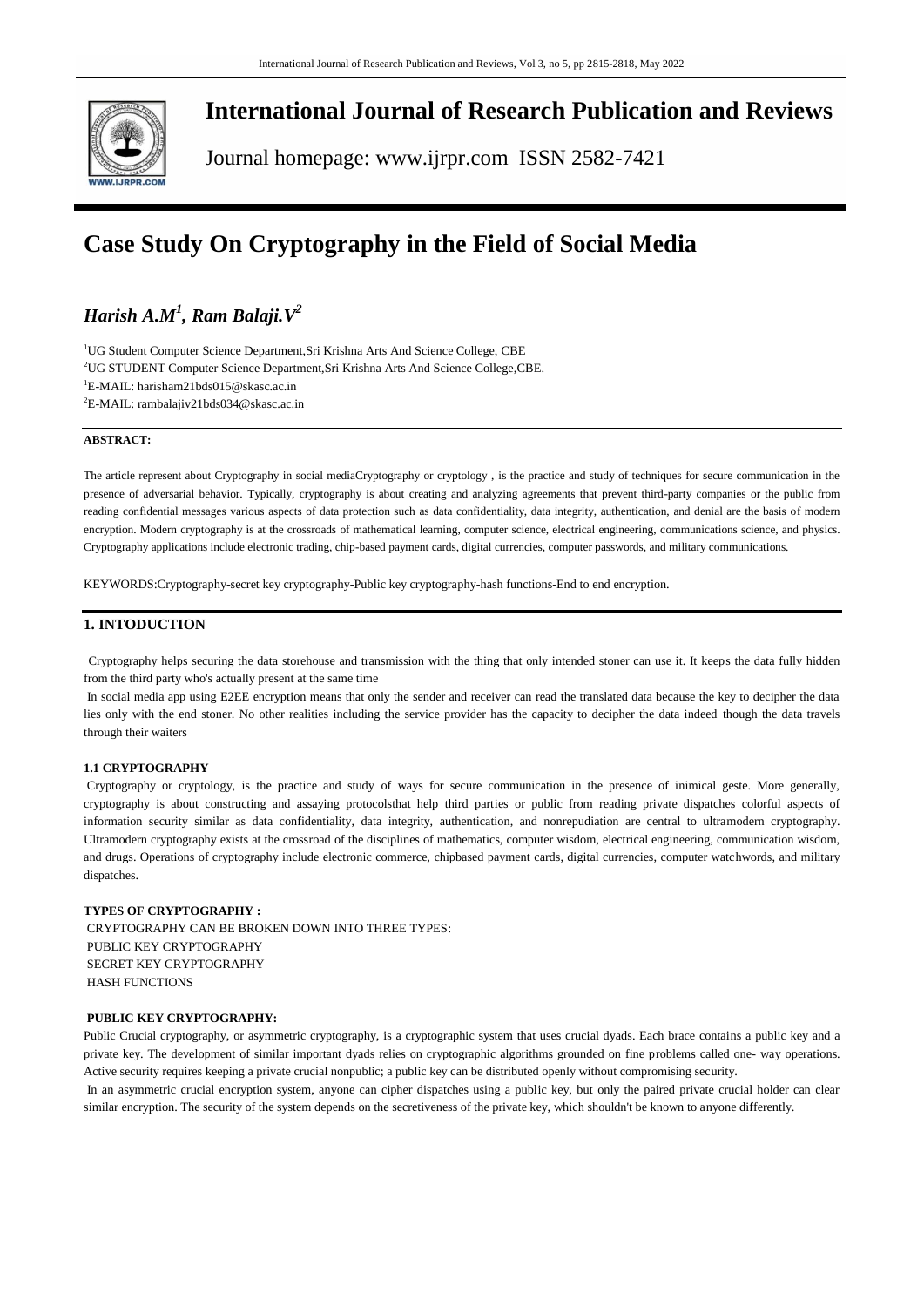# International Journal of Research Publication and Reviews

Journal homepage: www.ijrpr.com ISSN 2582-7421

# Case Study On Cryptography in the Field of Social Media

## *Harish A.M[1], Ram Balaji.V[2]*

[1]UG Student Computer Science Department,Sri Krishna Arts And Science College, CBE

[2]UG STUDENT Computer Science Department,Sri Krishna Arts And Science College,CBE.

[1]E-MAIL: harisham21bds015@skasc.ac.in

[2]E-MAIL: rambalajiv21bds034@skasc.ac.in

**ABSTRACT:**

The article represent about Cryptography in social mediaCryptography or cryptology , is the practice and study of techniques for secure communication in the presence of adversarial behavior. Typically, cryptography is about creating and analyzing agreements that prevent third-party companies or the public from reading confidential messages various aspects of data protection such as data confidentiality, data integrity, authentication, and denial are the basis of modern encryption. Modern cryptography is at the crossroads of mathematical learning, computer science, electrical engineering, communications science, and physics. Cryptography applications include electronic trading, chip-based payment cards, digital currencies, computer passwords, and military communications.

KEYWORDS:Cryptography-secret key cryptography-Public key cryptography-hash functions-End to end encryption.

## 1. INTODUCTION

Cryptography helps securing the data storehouse and transmission with the thing that only intended stoner can use it. It keeps the data fully hidden from the third party who's actually present at the same time

In social media app using E2EE encryption means that only the sender and receiver can read the translated data because the key to decipher the data lies only with the end stoner. No other realities including the service provider has the capacity to decipher the data indeed though the data travels through their waiters

### 1.1 CRYPTOGRAPHY

Cryptography or cryptology, is the practice and study of ways for secure communication in the presence of inimical geste. More generally, cryptography is about constructing and assaying protocolsthat help third parties or public from reading private dispatches colorful aspects of information security similar as data confidentiality, data integrity, authentication, and nonrepudiation are central to ultramodern cryptography. Ultramodern cryptography exists at the crossroad of the disciplines of mathematics, computer wisdom, electrical engineering, communication wisdom, and drugs. Operations of cryptography include electronic commerce, chipbased payment cards, digital currencies, computer watchwords, and military dispatches.

**TYPES OF CRYPTOGRAPHY :**

CRYPTOGRAPHY CAN BE BROKEN DOWN INTO THREE TYPES:

PUBLIC KEY CRYPTOGRAPHY

SECRET KEY CRYPTOGRAPHY

HASH FUNCTIONS

**PUBLIC KEY CRYPTOGRAPHY:**

Public Crucial cryptography, or asymmetric cryptography, is a cryptographic system that uses crucial dyads. Each brace contains a public key and a private key. The development of similar important dyads relies on cryptographic algorithms grounded on fine problems called one- way operations. Active security requires keeping a private crucial nonpublic; a public key can be distributed openly without compromising security.

In an asymmetric crucial encryption system, anyone can cipher dispatches using a public key, but only the paired private crucial holder can clear similar encryption. The security of the system depends on the secretiveness of the private key, which shouldn't be known to anyone differently.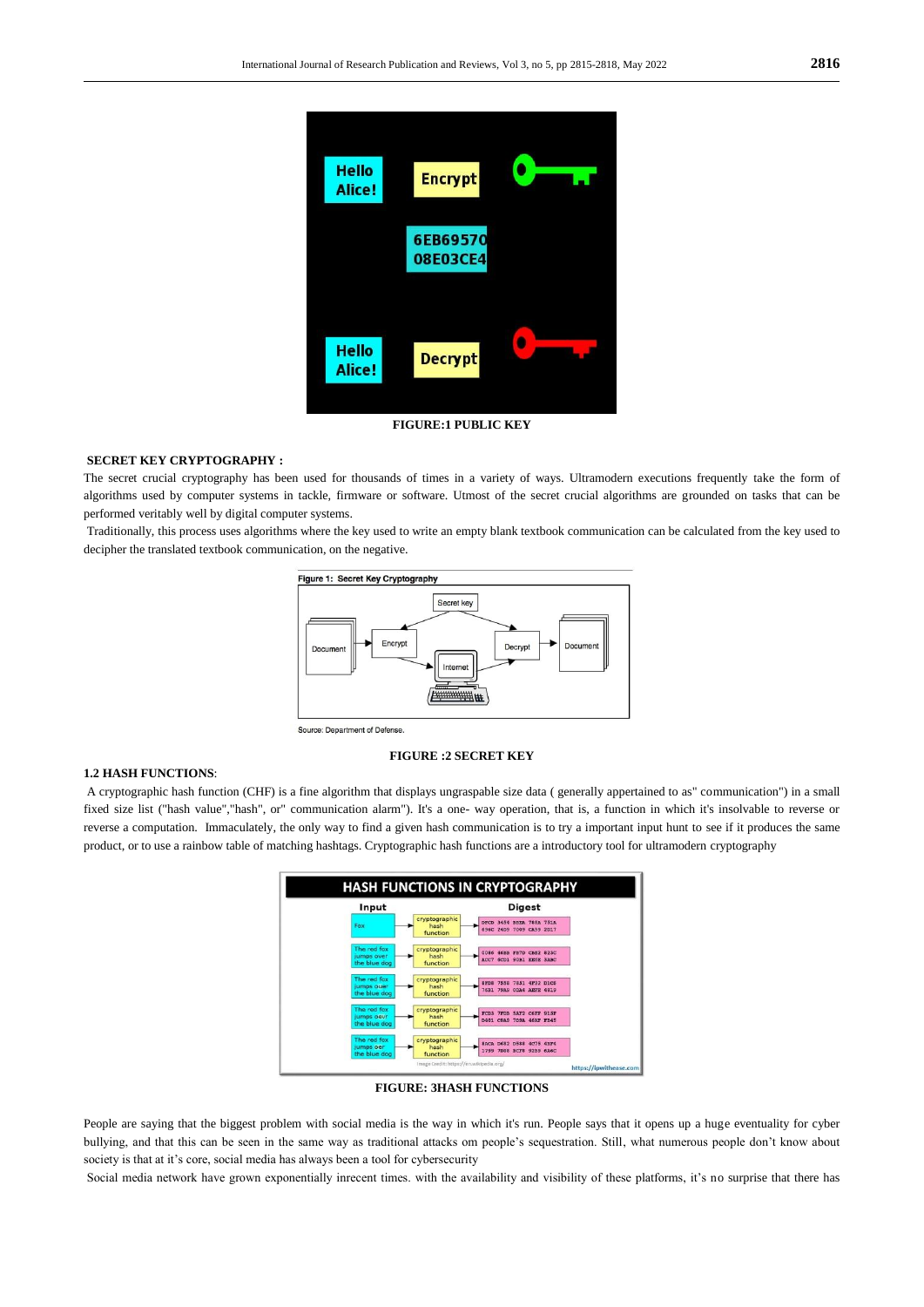FIGURE:1 PUBLIC KEY

**SECRET KEY CRYPTOGRAPHY :**

The secret crucial cryptography has been used for thousands of times in a variety of ways. Ultramodern executions frequently take the form of algorithms used by computer systems in tackle, firmware or software. Utmost of the secret crucial algorithms are grounded on tasks that can be performed veritably well by digital computer systems.

Traditionally, this process uses algorithms where the key used to write an empty blank textbook communication can be calculated from the key used to decipher the translated textbook communication, on the negative.

FIGURE :2 SECRET KEY

**1.2 HASH FUNCTIONS**:

A cryptographic hash function (CHF) is a fine algorithm that displays ungraspable size data ( generally appertained to as" communication") in a small fixed size list ("hash value","hash", or" communication alarm"). It's a one- way operation, that is, a function in which it's insolvable to reverse or reverse a computation. Immaculately, the only way to find a given hash communication is to try a important input hunt to see if it produces the same product, or to use a rainbow table of matching hashtags. Cryptographic hash functions are a introductory tool for ultramodern cryptography

FIGURE: 3HASH FUNCTIONS

People are saying that the biggest problem with social media is the way in which it's run. People says that it opens up a huge eventuality for cyber bullying, and that this can be seen in the same way as traditional attacks om people's sequestration. Still, what numerous people don't know about society is that at it's core, social media has always been a tool for cybersecurity

Social media network have grown exponentially inrecent times. with the availability and visibility of these platforms, it's no surprise that there has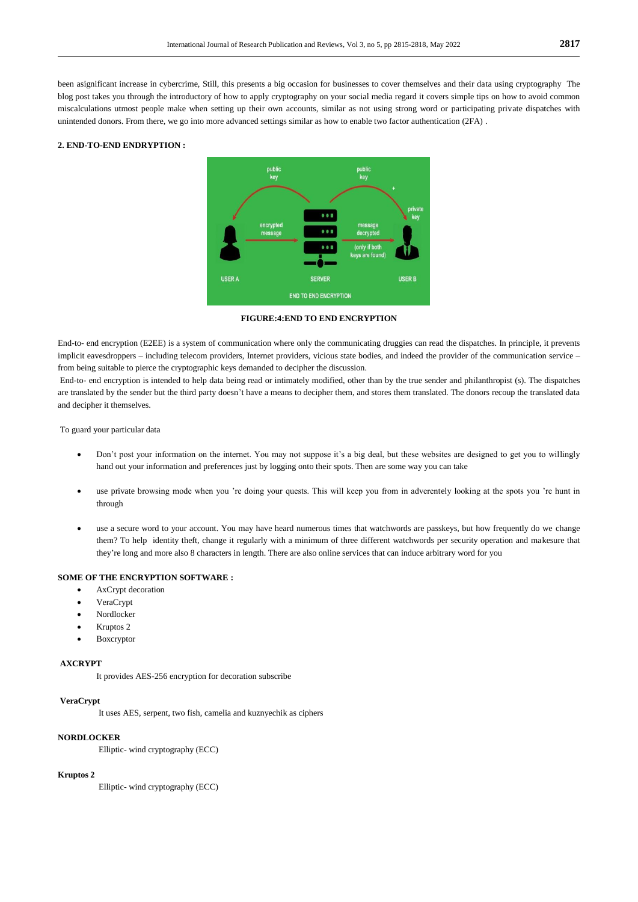been asignificant increase in cybercrime, Still, this presents a big occasion for businesses to cover themselves and their data using cryptography The blog post takes you through the introductory of how to apply cryptography on your social media regard it covers simple tips on how to avoid common miscalculations utmost people make when setting up their own accounts, similar as not using strong word or participating private dispatches with unintended donors. From there, we go into more advanced settings similar as how to enable two factor authentication (2FA) .

**2. END-TO-END ENDRYPTION :**

public key
public key
private key
encrypted message
message decrypted
(only if both keys are found)
USER A
SERVER
USER B
END TO END ENCRYPTION

**FIGURE:4:END TO END ENCRYPTION**

End-to- end encryption (E2EE) is a system of communication where only the communicating druggies can read the dispatches. In principle, it prevents implicit eavesdroppers – including telecom providers, Internet providers, vicious state bodies, and indeed the provider of the communication service – from being suitable to pierce the cryptographic keys demanded to decipher the discussion.

End-to- end encryption is intended to help data being read or intimately modified, other than by the true sender and philanthropist (s). The dispatches are translated by the sender but the third party doesn't have a means to decipher them, and stores them translated. The donors recoup the translated data and decipher it themselves.

To guard your particular data

- Don't post your information on the internet. You may not suppose it's a big deal, but these websites are designed to get you to willingly hand out your information and preferences just by logging onto their spots. Then are some way you can take
- use private browsing mode when you 're doing your quests. This will keep you from in adverentely looking at the spots you 're hunt in through
- use a secure word to your account. You may have heard numerous times that watchwords are passkeys, but how frequently do we change them? To help identity theft, change it regularly with a minimum of three different watchwords per security operation and makesure that they're long and more also 8 characters in length. There are also online services that can induce arbitrary word for you

**SOME OF THE ENCRYPTION SOFTWARE :**

- AxCrypt decoration
- VeraCrypt
- Nordlocker
- Kruptos 2
- Boxcryptor

**AXCRYPT**

It provides AES-256 encryption for decoration subscribe

**VeraCrypt**

It uses AES, serpent, two fish, camelia and kuznyechik as ciphers

**NORDLOCKER**

Elliptic- wind cryptography (ECC)

**Kruptos 2**

Elliptic- wind cryptography (ECC)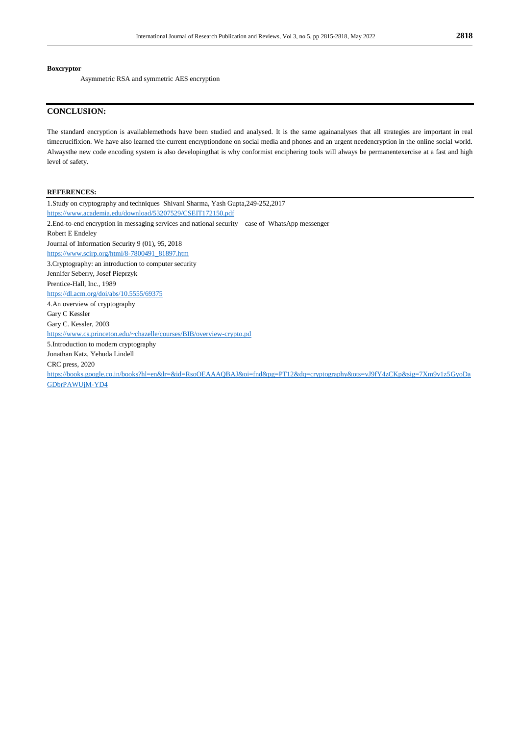**Boxcryptor**

Asymmetric RSA and symmetric AES encryption

## CONCLUSION:

The standard encryption is availablemethods have been studied and analysed. It is the same againanalyses that all strategies are important in real timecrucifixion. We have also learned the current encryptiondone on social media and phones and an urgent needencryption in the online social world. Alwaysthe new code encoding system is also developingthat is why conformist enciphering tools will always be permanentexercise at a fast and high level of safety.

## REFERENCES:

1.Study on cryptography and techniques Shivani Sharma, Yash Gupta,249-252,2017
https://www.academia.edu/download/53207529/CSEIT172150.pdf

2.End-to-end encryption in messaging services and national security—case of WhatsApp messenger
Robert E Endeley
Journal of Information Security 9 (01), 95, 2018
https://www.scirp.org/html/8-7800491_81897.htm

3.Cryptography: an introduction to computer security
Jennifer Seberry, Josef Pieprzyk
Prentice-Hall, Inc., 1989
https://dl.acm.org/doi/abs/10.5555/69375

4.An overview of cryptography
Gary C Kessler
Gary C. Kessler, 2003
https://www.cs.princeton.edu/~chazelle/courses/BIB/overview-crypto.pd

5.Introduction to modern cryptography
Jonathan Katz, Yehuda Lindell
CRC press, 2020
https://books.google.co.in/books?hl=en&lr=&id=RsoOEAAAQBAJ&oi=fnd&pg=PT12&dq=cryptography&ots=vJ9fY4zCKp&sig=7Xm9v1z5GyoDaGDbrPAWUjM-YD4